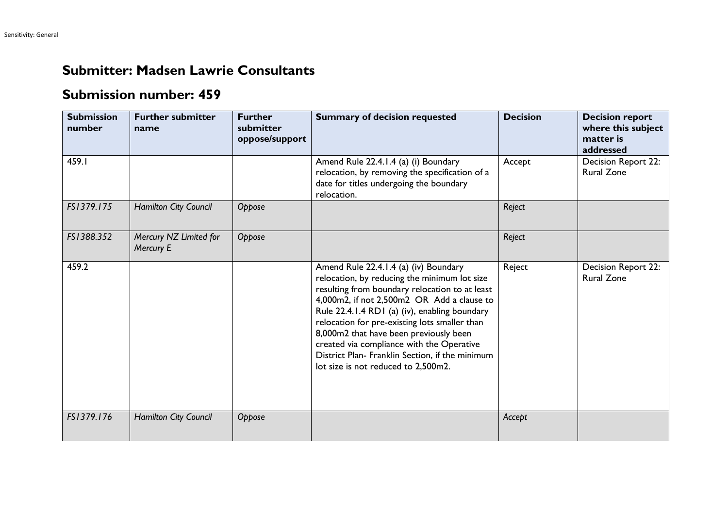Sensitivity: General

## Submitter: Madsen Lawrie Consultants

## Submission number: 459

| Submission number | Further submitter name | Further submitter oppose/support | Summary of decision requested | Decision | Decision report where this subject matter is addressed |
|---|---|---|---|---|---|
| 459.1 | | | Amend Rule 22.4.1.4 (a) (i) Boundary relocation, by removing the specification of a date for titles undergoing the boundary relocation. | Accept | Decision Report 22: Rural Zone |
| *FS1379.175* | *Hamilton City Council* | *Oppose* | | *Reject* | |
| *FS1388.352* | *Mercury NZ Limited for Mercury E* | *Oppose* | | *Reject* | |
| 459.2 | | | Amend Rule 22.4.1.4 (a) (iv) Boundary relocation, by reducing the minimum lot size resulting from boundary relocation to at least 4,000m2, if not 2,500m2 OR Add a clause to Rule 22.4.1.4 RD1 (a) (iv), enabling boundary relocation for pre-existing lots smaller than 8,000m2 that have been previously been created via compliance with the Operative District Plan- Franklin Section, if the minimum lot size is not reduced to 2,500m2. | Reject | Decision Report 22: Rural Zone |
| *FS1379.176* | *Hamilton City Council* | *Oppose* | | *Accept* | |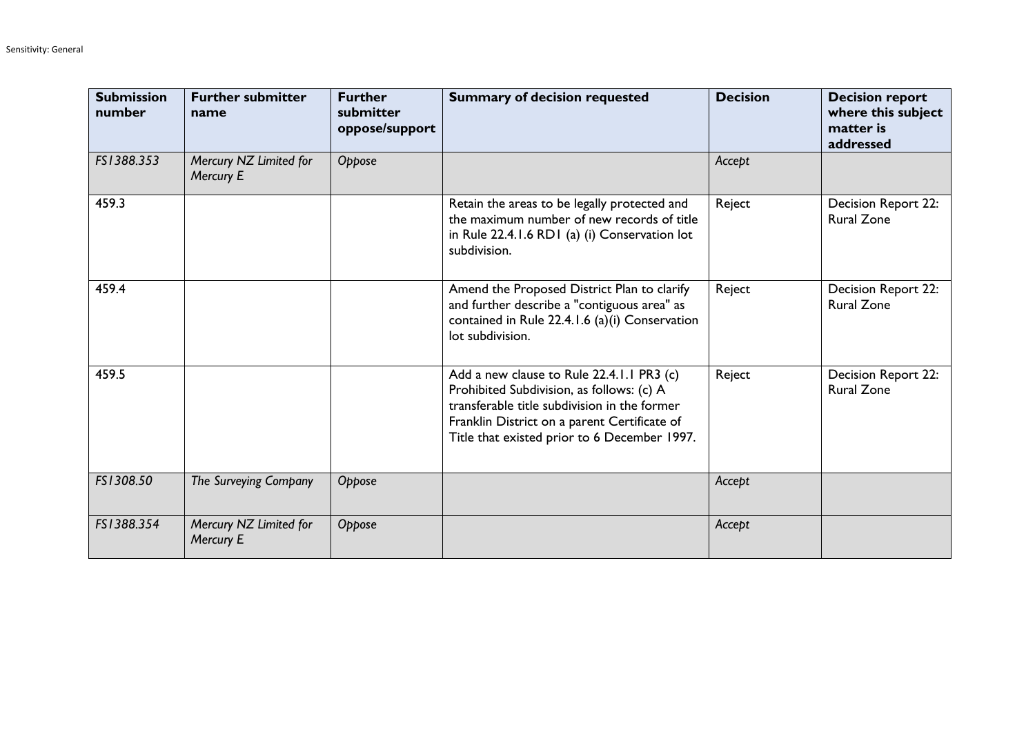| Submission number | Further submitter name | Further submitter oppose/support | Summary of decision requested | Decision | Decision report where this subject matter is addressed |
|---|---|---|---|---|---|
| *FS1388.353* | *Mercury NZ Limited for Mercury E* | *Oppose* | | *Accept* | |
| 459.3 | | | Retain the areas to be legally protected and the maximum number of new records of title in Rule 22.4.1.6 RD1 (a) (i) Conservation lot subdivision. | Reject | Decision Report 22: Rural Zone |
| 459.4 | | | Amend the Proposed District Plan to clarify and further describe a "contiguous area" as contained in Rule 22.4.1.6 (a)(i) Conservation lot subdivision. | Reject | Decision Report 22: Rural Zone |
| 459.5 | | | Add a new clause to Rule 22.4.1.1 PR3 (c) Prohibited Subdivision, as follows: (c) A transferable title subdivision in the former Franklin District on a parent Certificate of Title that existed prior to 6 December 1997. | Reject | Decision Report 22: Rural Zone |
| *FS1308.50* | *The Surveying Company* | *Oppose* | | *Accept* | |
| *FS1388.354* | *Mercury NZ Limited for Mercury E* | *Oppose* | | *Accept* | |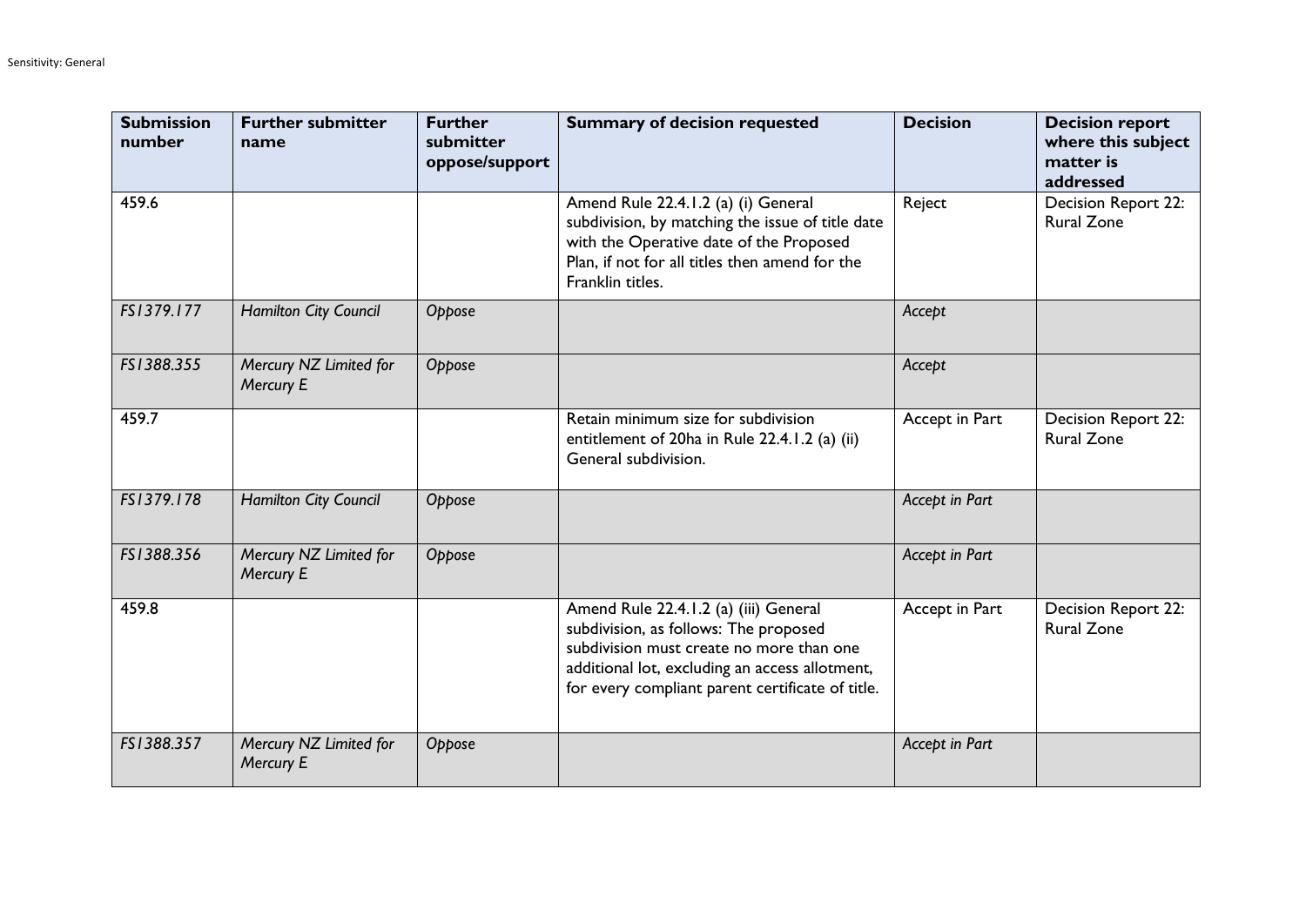| Submission number | Further submitter name | Further submitter oppose/support | Summary of decision requested | Decision | Decision report where this subject matter is addressed |
|---|---|---|---|---|---|
| 459.6 | | | Amend Rule 22.4.1.2 (a) (i) General subdivision, by matching the issue of title date with the Operative date of the Proposed Plan, if not for all titles then amend for the Franklin titles. | Reject | Decision Report 22: Rural Zone |
| *FS1379.177* | *Hamilton City Council* | *Oppose* | | *Accept* | |
| *FS1388.355* | *Mercury NZ Limited for Mercury E* | *Oppose* | | *Accept* | |
| 459.7 | | | Retain minimum size for subdivision entitlement of 20ha in Rule 22.4.1.2 (a) (ii) General subdivision. | Accept in Part | Decision Report 22: Rural Zone |
| *FS1379.178* | *Hamilton City Council* | *Oppose* | | *Accept in Part* | |
| *FS1388.356* | *Mercury NZ Limited for Mercury E* | *Oppose* | | *Accept in Part* | |
| 459.8 | | | Amend Rule 22.4.1.2 (a) (iii) General subdivision, as follows: The proposed subdivision must create no more than one additional lot, excluding an access allotment, for every compliant parent certificate of title. | Accept in Part | Decision Report 22: Rural Zone |
| *FS1388.357* | *Mercury NZ Limited for Mercury E* | *Oppose* | | *Accept in Part* | |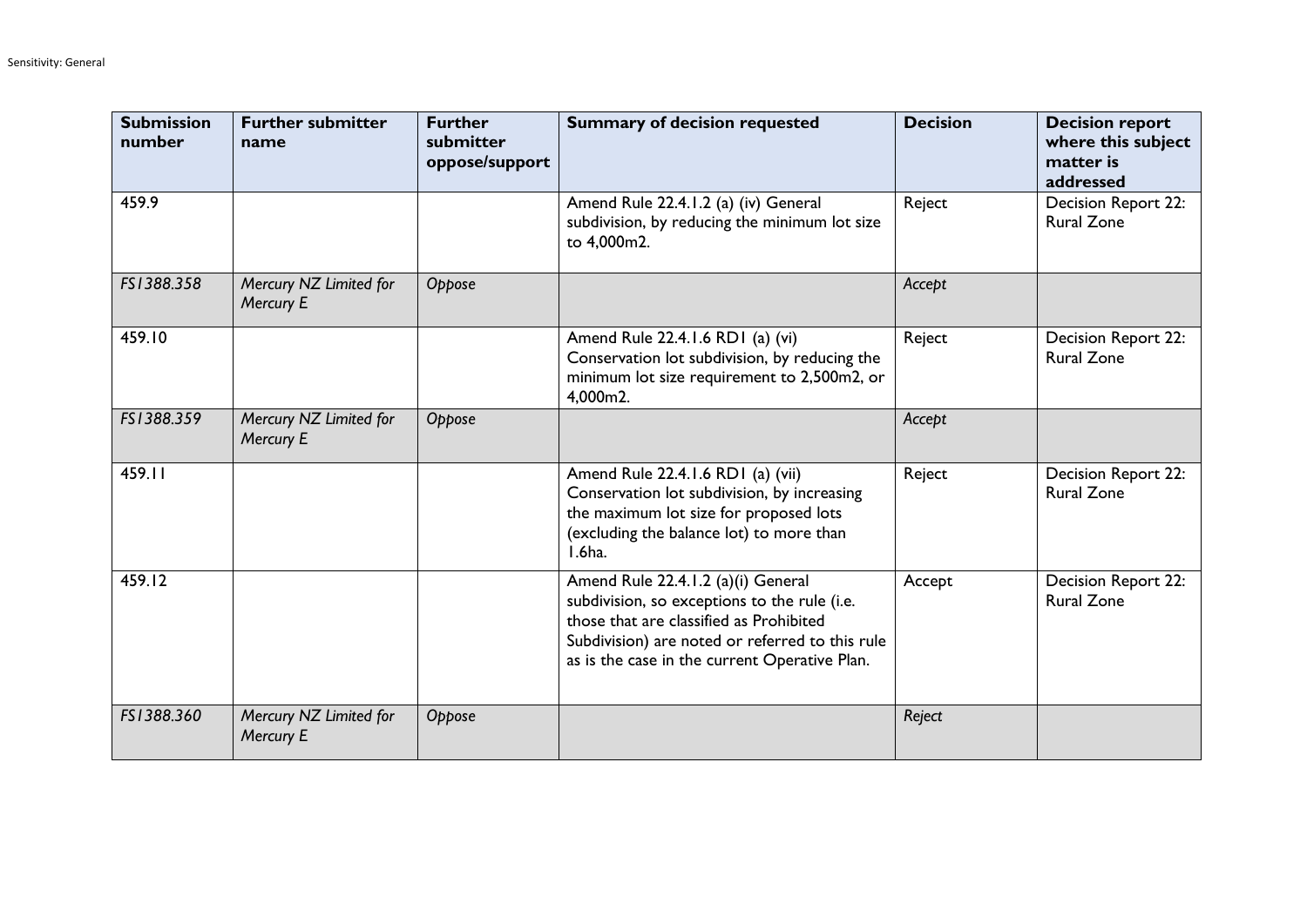| Submission number | Further submitter name | Further submitter oppose/support | Summary of decision requested | Decision | Decision report where this subject matter is addressed |
|---|---|---|---|---|---|
| 459.9 | | | Amend Rule 22.4.1.2 (a) (iv) General subdivision, by reducing the minimum lot size to 4,000m2. | Reject | Decision Report 22: Rural Zone |
| *FS1388.358* | *Mercury NZ Limited for Mercury E* | *Oppose* | | *Accept* | |
| 459.10 | | | Amend Rule 22.4.1.6 RD1 (a) (vi) Conservation lot subdivision, by reducing the minimum lot size requirement to 2,500m2, or 4,000m2. | Reject | Decision Report 22: Rural Zone |
| *FS1388.359* | *Mercury NZ Limited for Mercury E* | *Oppose* | | *Accept* | |
| 459.11 | | | Amend Rule 22.4.1.6 RD1 (a) (vii) Conservation lot subdivision, by increasing the maximum lot size for proposed lots (excluding the balance lot) to more than 1.6ha. | Reject | Decision Report 22: Rural Zone |
| 459.12 | | | Amend Rule 22.4.1.2 (a)(i) General subdivision, so exceptions to the rule (i.e. those that are classified as Prohibited Subdivision) are noted or referred to this rule as is the case in the current Operative Plan. | Accept | Decision Report 22: Rural Zone |
| *FS1388.360* | *Mercury NZ Limited for Mercury E* | *Oppose* | | *Reject* | |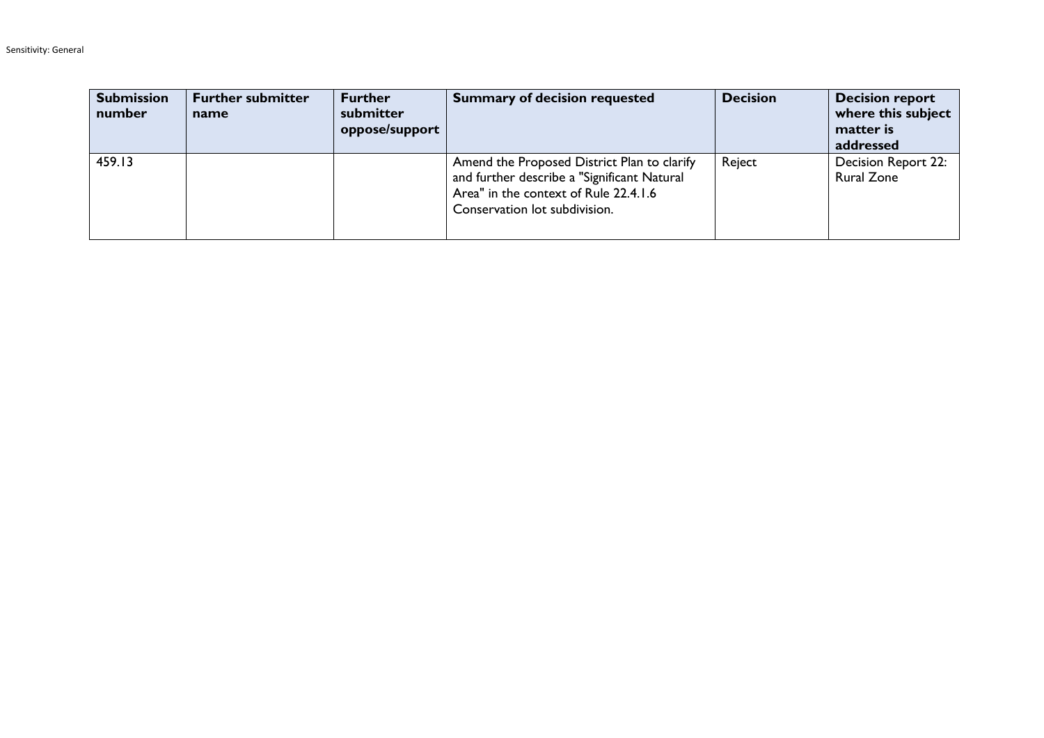| Submission number | Further submitter name | Further submitter oppose/support | Summary of decision requested | Decision | Decision report where this subject matter is addressed |
|---|---|---|---|---|---|
| 459.13 | | | Amend the Proposed District Plan to clarify and further describe a "Significant Natural Area" in the context of Rule 22.4.1.6 Conservation lot subdivision. | Reject | Decision Report 22: Rural Zone |